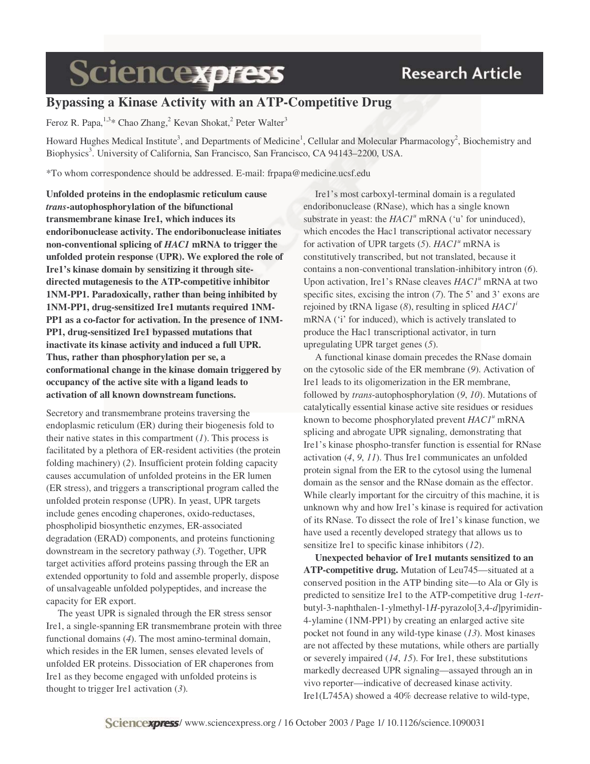# Bypassing a Kinase Activity with an ATP-Competitive Drug

Feroz R. Papa,[1,3]* Chao Zhang,[2] Kevan Shokat,[2] Peter Walter[3]

Howard Hughes Medical Institute[3], and Departments of Medicine[1], Cellular and Molecular Pharmacology[2], Biochemistry and Biophysics[3]. University of California, San Francisco, San Francisco, CA 94143–2200, USA.

*To whom correspondence should be addressed. E-mail: frpapa@medicine.ucsf.edu

**Unfolded proteins in the endoplasmic reticulum cause *trans*-autophosphorylation of the bifunctional transmembrane kinase Ire1, which induces its endoribonuclease activity. The endoribonuclease initiates non-conventional splicing of *HAC1* mRNA to trigger the unfolded protein response (UPR). We explored the role of Ire1's kinase domain by sensitizing it through site-directed mutagenesis to the ATP-competitive inhibitor 1NM-PP1. Paradoxically, rather than being inhibited by 1NM-PP1, drug-sensitized Ire1 mutants required 1NM-PP1 as a co-factor for activation. In the presence of 1NM-PP1, drug-sensitized Ire1 bypassed mutations that inactivate its kinase activity and induced a full UPR. Thus, rather than phosphorylation per se, a conformational change in the kinase domain triggered by occupancy of the active site with a ligand leads to activation of all known downstream functions.**

Secretory and transmembrane proteins traversing the endoplasmic reticulum (ER) during their biogenesis fold to their native states in this compartment (*1*). This process is facilitated by a plethora of ER-resident activities (the protein folding machinery) (*2*). Insufficient protein folding capacity causes accumulation of unfolded proteins in the ER lumen (ER stress), and triggers a transcriptional program called the unfolded protein response (UPR). In yeast, UPR targets include genes encoding chaperones, oxido-reductases, phospholipid biosynthetic enzymes, ER-associated degradation (ERAD) components, and proteins functioning downstream in the secretory pathway (*3*). Together, UPR target activities afford proteins passing through the ER an extended opportunity to fold and assemble properly, dispose of unsalvageable unfolded polypeptides, and increase the capacity for ER export.

The yeast UPR is signaled through the ER stress sensor Ire1, a single-spanning ER transmembrane protein with three functional domains (*4*). The most amino-terminal domain, which resides in the ER lumen, senses elevated levels of unfolded ER proteins. Dissociation of ER chaperones from Ire1 as they become engaged with unfolded proteins is thought to trigger Ire1 activation (*3*).

Ire1's most carboxyl-terminal domain is a regulated endoribonuclease (RNase), which has a single known substrate in yeast: the *HAC1*[u] mRNA ('u' for uninduced), which encodes the Hac1 transcriptional activator necessary for activation of UPR targets (*5*). *HAC1*[u] mRNA is constitutively transcribed, but not translated, because it contains a non-conventional translation-inhibitory intron (*6*). Upon activation, Ire1's RNase cleaves *HAC1*[u] mRNA at two specific sites, excising the intron (*7*). The 5' and 3' exons are rejoined by tRNA ligase (*8*), resulting in spliced *HAC1*[i] mRNA ('i' for induced), which is actively translated to produce the Hac1 transcriptional activator, in turn upregulating UPR target genes (*5*).

A functional kinase domain precedes the RNase domain on the cytosolic side of the ER membrane (*9*). Activation of Ire1 leads to its oligomerization in the ER membrane, followed by *trans*-autophosphorylation (*9*, *10*). Mutations of catalytically essential kinase active site residues or residues known to become phosphorylated prevent *HAC1*[u] mRNA splicing and abrogate UPR signaling, demonstrating that Ire1's kinase phospho-transfer function is essential for RNase activation (*4*, *9*, *11*). Thus Ire1 communicates an unfolded protein signal from the ER to the cytosol using the lumenal domain as the sensor and the RNase domain as the effector. While clearly important for the circuitry of this machine, it is unknown why and how Ire1's kinase is required for activation of its RNase. To dissect the role of Ire1's kinase function, we have used a recently developed strategy that allows us to sensitize Ire1 to specific kinase inhibitors (*12*).

**Unexpected behavior of Ire1 mutants sensitized to an ATP-competitive drug.** Mutation of Leu745—situated at a conserved position in the ATP binding site—to Ala or Gly is predicted to sensitize Ire1 to the ATP-competitive drug 1-*tert*-butyl-3-naphthalen-1-ylmethyl-1*H*-pyrazolo[3,4-*d*]pyrimidin-4-ylamine (1NM-PP1) by creating an enlarged active site pocket not found in any wild-type kinase (*13*). Most kinases are not affected by these mutations, while others are partially or severely impaired (*14*, *15*). For Ire1, these substitutions markedly decreased UPR signaling—assayed through an in vivo reporter—indicative of decreased kinase activity. Ire1(L745A) showed a 40% decrease relative to wild-type,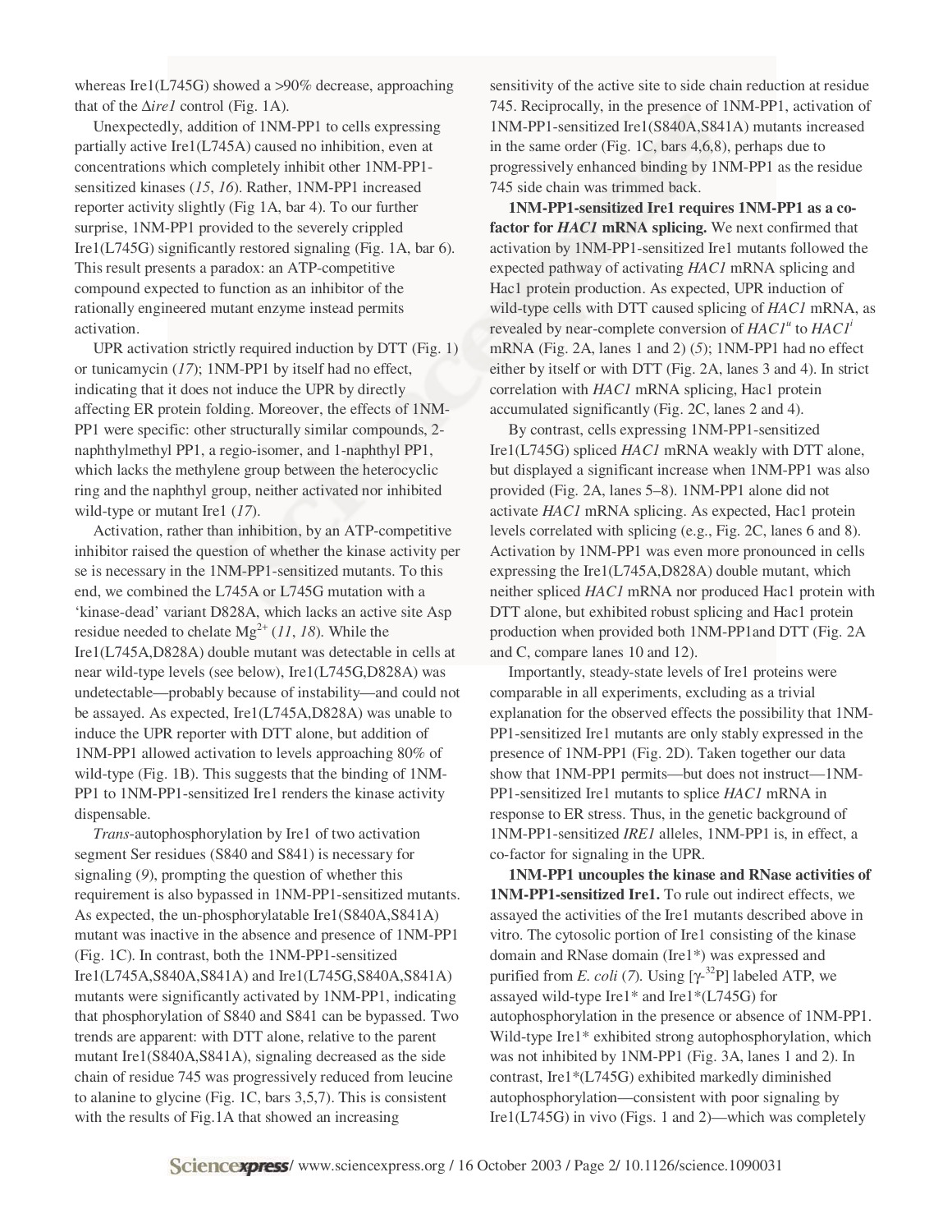whereas Ire1(L745G) showed a >90% decrease, approaching that of the Δ*ire1* control (Fig. 1A).

Unexpectedly, addition of 1NM-PP1 to cells expressing partially active Ire1(L745A) caused no inhibition, even at concentrations which completely inhibit other 1NM-PP1-sensitized kinases (*15*, *16*). Rather, 1NM-PP1 increased reporter activity slightly (Fig 1A, bar 4). To our further surprise, 1NM-PP1 provided to the severely crippled Ire1(L745G) significantly restored signaling (Fig. 1A, bar 6). This result presents a paradox: an ATP-competitive compound expected to function as an inhibitor of the rationally engineered mutant enzyme instead permits activation.

UPR activation strictly required induction by DTT (Fig. 1) or tunicamycin (*17*); 1NM-PP1 by itself had no effect, indicating that it does not induce the UPR by directly affecting ER protein folding. Moreover, the effects of 1NM-PP1 were specific: other structurally similar compounds, 2-naphthylmethyl PP1, a regio-isomer, and 1-naphthyl PP1, which lacks the methylene group between the heterocyclic ring and the naphthyl group, neither activated nor inhibited wild-type or mutant Ire1 (*17*).

Activation, rather than inhibition, by an ATP-competitive inhibitor raised the question of whether the kinase activity per se is necessary in the 1NM-PP1-sensitized mutants. To this end, we combined the L745A or L745G mutation with a 'kinase-dead' variant D828A, which lacks an active site Asp residue needed to chelate $Mg^{2+}$ (*11*, *18*). While the Ire1(L745A,D828A) double mutant was detectable in cells at near wild-type levels (see below), Ire1(L745G,D828A) was undetectable—probably because of instability—and could not be assayed. As expected, Ire1(L745A,D828A) was unable to induce the UPR reporter with DTT alone, but addition of 1NM-PP1 allowed activation to levels approaching 80% of wild-type (Fig. 1B). This suggests that the binding of 1NM-PP1 to 1NM-PP1-sensitized Ire1 renders the kinase activity dispensable.

*Trans*-autophosphorylation by Ire1 of two activation segment Ser residues (S840 and S841) is necessary for signaling (*9*), prompting the question of whether this requirement is also bypassed in 1NM-PP1-sensitized mutants. As expected, the un-phosphorylatable Ire1(S840A,S841A) mutant was inactive in the absence and presence of 1NM-PP1 (Fig. 1C). In contrast, both the 1NM-PP1-sensitized Ire1(L745A,S840A,S841A) and Ire1(L745G,S840A,S841A) mutants were significantly activated by 1NM-PP1, indicating that phosphorylation of S840 and S841 can be bypassed. Two trends are apparent: with DTT alone, relative to the parent mutant Ire1(S840A,S841A), signaling decreased as the side chain of residue 745 was progressively reduced from leucine to alanine to glycine (Fig. 1C, bars 3,5,7). This is consistent with the results of Fig.1A that showed an increasing sensitivity of the active site to side chain reduction at residue 745. Reciprocally, in the presence of 1NM-PP1, activation of 1NM-PP1-sensitized Ire1(S840A,S841A) mutants increased in the same order (Fig. 1C, bars 4,6,8), perhaps due to progressively enhanced binding by 1NM-PP1 as the residue 745 side chain was trimmed back.

**1NM-PP1-sensitized Ire1 requires 1NM-PP1 as a co-factor for *HAC1* mRNA splicing.** We next confirmed that activation by 1NM-PP1-sensitized Ire1 mutants followed the expected pathway of activating *HAC1* mRNA splicing and Hac1 protein production. As expected, UPR induction of wild-type cells with DTT caused splicing of *HAC1* mRNA, as revealed by near-complete conversion of $HAC1^u$ to $HAC1^i$ mRNA (Fig. 2A, lanes 1 and 2) (*5*); 1NM-PP1 had no effect either by itself or with DTT (Fig. 2A, lanes 3 and 4). In strict correlation with *HAC1* mRNA splicing, Hac1 protein accumulated significantly (Fig. 2C, lanes 2 and 4).

By contrast, cells expressing 1NM-PP1-sensitized Ire1(L745G) spliced *HAC1* mRNA weakly with DTT alone, but displayed a significant increase when 1NM-PP1 was also provided (Fig. 2A, lanes 5–8). 1NM-PP1 alone did not activate *HAC1* mRNA splicing. As expected, Hac1 protein levels correlated with splicing (e.g., Fig. 2C, lanes 6 and 8). Activation by 1NM-PP1 was even more pronounced in cells expressing the Ire1(L745A,D828A) double mutant, which neither spliced *HAC1* mRNA nor produced Hac1 protein with DTT alone, but exhibited robust splicing and Hac1 protein production when provided both 1NM-PP1and DTT (Fig. 2A and C, compare lanes 10 and 12).

Importantly, steady-state levels of Ire1 proteins were comparable in all experiments, excluding as a trivial explanation for the observed effects the possibility that 1NM-PP1-sensitized Ire1 mutants are only stably expressed in the presence of 1NM-PP1 (Fig. 2D). Taken together our data show that 1NM-PP1 permits—but does not instruct—1NM-PP1-sensitized Ire1 mutants to splice *HAC1* mRNA in response to ER stress. Thus, in the genetic background of 1NM-PP1-sensitized *IRE1* alleles, 1NM-PP1 is, in effect, a co-factor for signaling in the UPR.

**1NM-PP1 uncouples the kinase and RNase activities of 1NM-PP1-sensitized Ire1.** To rule out indirect effects, we assayed the activities of the Ire1 mutants described above in vitro. The cytosolic portion of Ire1 consisting of the kinase domain and RNase domain (Ire1*) was expressed and purified from *E. coli* (*7*). Using [$\gamma$-$^{32}$P] labeled ATP, we assayed wild-type Ire1* and Ire1*(L745G) for autophosphorylation in the presence or absence of 1NM-PP1. Wild-type Ire1* exhibited strong autophosphorylation, which was not inhibited by 1NM-PP1 (Fig. 3A, lanes 1 and 2). In contrast, Ire1*(L745G) exhibited markedly diminished autophosphorylation—consistent with poor signaling by Ire1(L745G) in vivo (Figs. 1 and 2)—which was completely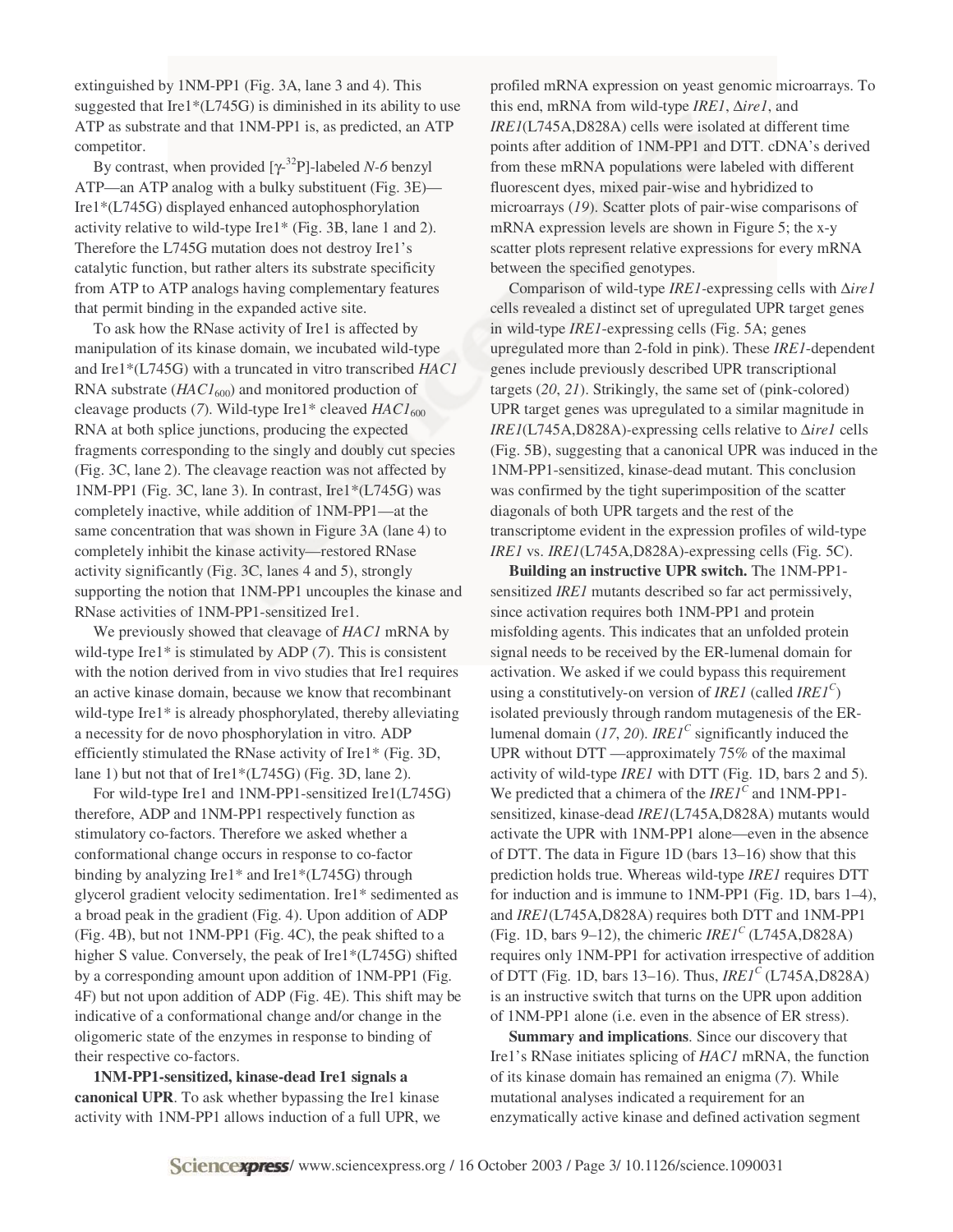extinguished by 1NM-PP1 (Fig. 3A, lane 3 and 4). This suggested that Ire1*(L745G) is diminished in its ability to use ATP as substrate and that 1NM-PP1 is, as predicted, an ATP competitor.

By contrast, when provided [$\gamma$-$^{32}$P]-labeled *N-6* benzyl ATP—an ATP analog with a bulky substituent (Fig. 3E)—Ire1*(L745G) displayed enhanced autophosphorylation activity relative to wild-type Ire1* (Fig. 3B, lane 1 and 2). Therefore the L745G mutation does not destroy Ire1's catalytic function, but rather alters its substrate specificity from ATP to ATP analogs having complementary features that permit binding in the expanded active site.

To ask how the RNase activity of Ire1 is affected by manipulation of its kinase domain, we incubated wild-type and Ire1*(L745G) with a truncated in vitro transcribed *HAC1* RNA substrate (*HAC1*$_{600}$) and monitored production of cleavage products (*7*). Wild-type Ire1* cleaved *HAC1*$_{600}$ RNA at both splice junctions, producing the expected fragments corresponding to the singly and doubly cut species (Fig. 3C, lane 2). The cleavage reaction was not affected by 1NM-PP1 (Fig. 3C, lane 3). In contrast, Ire1*(L745G) was completely inactive, while addition of 1NM-PP1—at the same concentration that was shown in Figure 3A (lane 4) to completely inhibit the kinase activity—restored RNase activity significantly (Fig. 3C, lanes 4 and 5), strongly supporting the notion that 1NM-PP1 uncouples the kinase and RNase activities of 1NM-PP1-sensitized Ire1.

We previously showed that cleavage of *HAC1* mRNA by wild-type Ire1* is stimulated by ADP (*7*). This is consistent with the notion derived from in vivo studies that Ire1 requires an active kinase domain, because we know that recombinant wild-type Ire1* is already phosphorylated, thereby alleviating a necessity for de novo phosphorylation in vitro. ADP efficiently stimulated the RNase activity of Ire1* (Fig. 3D, lane 1) but not that of Ire1*(L745G) (Fig. 3D, lane 2).

For wild-type Ire1 and 1NM-PP1-sensitized Ire1(L745G) therefore, ADP and 1NM-PP1 respectively function as stimulatory co-factors. Therefore we asked whether a conformational change occurs in response to co-factor binding by analyzing Ire1* and Ire1*(L745G) through glycerol gradient velocity sedimentation. Ire1* sedimented as a broad peak in the gradient (Fig. 4). Upon addition of ADP (Fig. 4B), but not 1NM-PP1 (Fig. 4C), the peak shifted to a higher S value. Conversely, the peak of Ire1*(L745G) shifted by a corresponding amount upon addition of 1NM-PP1 (Fig. 4F) but not upon addition of ADP (Fig. 4E). This shift may be indicative of a conformational change and/or change in the oligomeric state of the enzymes in response to binding of their respective co-factors.

**1NM-PP1-sensitized, kinase-dead Ire1 signals a canonical UPR**. To ask whether bypassing the Ire1 kinase activity with 1NM-PP1 allows induction of a full UPR, we profiled mRNA expression on yeast genomic microarrays. To this end, mRNA from wild-type *IRE1*, Δ*ire1*, and *IRE1*(L745A,D828A) cells were isolated at different time points after addition of 1NM-PP1 and DTT. cDNA's derived from these mRNA populations were labeled with different fluorescent dyes, mixed pair-wise and hybridized to microarrays (*19*). Scatter plots of pair-wise comparisons of mRNA expression levels are shown in Figure 5; the x-y scatter plots represent relative expressions for every mRNA between the specified genotypes.

Comparison of wild-type *IRE1*-expressing cells with Δ*ire1* cells revealed a distinct set of upregulated UPR target genes in wild-type *IRE1*-expressing cells (Fig. 5A; genes upregulated more than 2-fold in pink). These *IRE1*-dependent genes include previously described UPR transcriptional targets (*20*, *21*). Strikingly, the same set of (pink-colored) UPR target genes was upregulated to a similar magnitude in *IRE1*(L745A,D828A)-expressing cells relative to Δ*ire1* cells (Fig. 5B), suggesting that a canonical UPR was induced in the 1NM-PP1-sensitized, kinase-dead mutant. This conclusion was confirmed by the tight superimposition of the scatter diagonals of both UPR targets and the rest of the transcriptome evident in the expression profiles of wild-type *IRE1* vs. *IRE1*(L745A,D828A)-expressing cells (Fig. 5C).

**Building an instructive UPR switch.** The 1NM-PP1-sensitized *IRE1* mutants described so far act permissively, since activation requires both 1NM-PP1 and protein misfolding agents. This indicates that an unfolded protein signal needs to be received by the ER-lumenal domain for activation. We asked if we could bypass this requirement using a constitutively-on version of *IRE1* (called *IRE1*$^C$) isolated previously through random mutagenesis of the ER-lumenal domain (*17*, *20*). *IRE1*$^C$ significantly induced the UPR without DTT —approximately 75% of the maximal activity of wild-type *IRE1* with DTT (Fig. 1D, bars 2 and 5). We predicted that a chimera of the *IRE1*$^C$ and 1NM-PP1-sensitized, kinase-dead *IRE1*(L745A,D828A) mutants would activate the UPR with 1NM-PP1 alone—even in the absence of DTT. The data in Figure 1D (bars 13–16) show that this prediction holds true. Whereas wild-type *IRE1* requires DTT for induction and is immune to 1NM-PP1 (Fig. 1D, bars 1–4), and *IRE1*(L745A,D828A) requires both DTT and 1NM-PP1 (Fig. 1D, bars 9–12), the chimeric *IRE1*$^C$ (L745A,D828A) requires only 1NM-PP1 for activation irrespective of addition of DTT (Fig. 1D, bars 13–16). Thus, *IRE1*$^C$ (L745A,D828A) is an instructive switch that turns on the UPR upon addition of 1NM-PP1 alone (i.e. even in the absence of ER stress).

**Summary and implications**. Since our discovery that Ire1's RNase initiates splicing of *HAC1* mRNA, the function of its kinase domain has remained an enigma (*7*). While mutational analyses indicated a requirement for an enzymatically active kinase and defined activation segment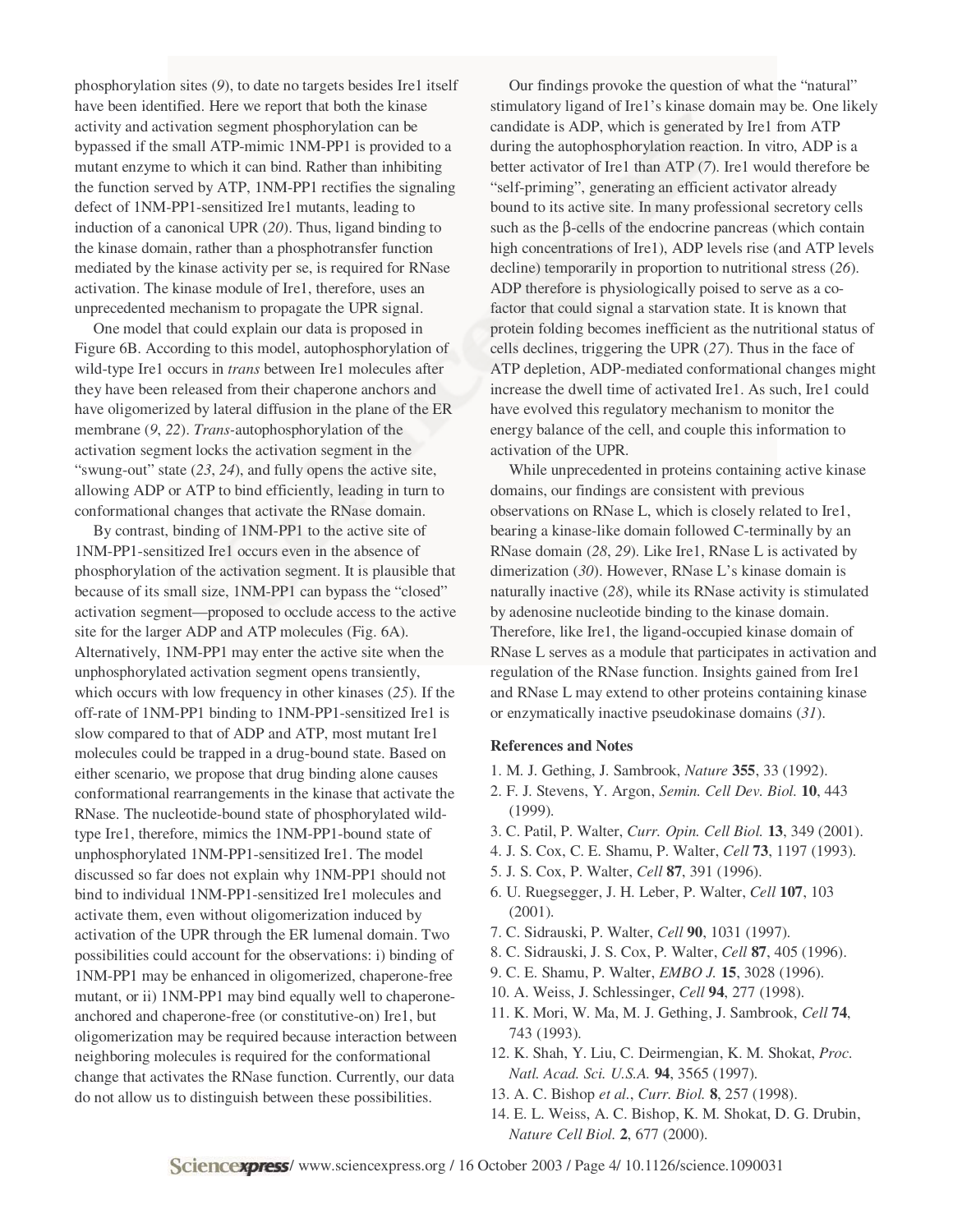phosphorylation sites (*9*), to date no targets besides Ire1 itself have been identified. Here we report that both the kinase activity and activation segment phosphorylation can be bypassed if the small ATP-mimic 1NM-PP1 is provided to a mutant enzyme to which it can bind. Rather than inhibiting the function served by ATP, 1NM-PP1 rectifies the signaling defect of 1NM-PP1-sensitized Ire1 mutants, leading to induction of a canonical UPR (*20*). Thus, ligand binding to the kinase domain, rather than a phosphotransfer function mediated by the kinase activity per se, is required for RNase activation. The kinase module of Ire1, therefore, uses an unprecedented mechanism to propagate the UPR signal.

One model that could explain our data is proposed in Figure 6B. According to this model, autophosphorylation of wild-type Ire1 occurs in *trans* between Ire1 molecules after they have been released from their chaperone anchors and have oligomerized by lateral diffusion in the plane of the ER membrane (*9*, *22*). *Trans*-autophosphorylation of the activation segment locks the activation segment in the "swung-out" state (*23*, *24*), and fully opens the active site, allowing ADP or ATP to bind efficiently, leading in turn to conformational changes that activate the RNase domain.

By contrast, binding of 1NM-PP1 to the active site of 1NM-PP1-sensitized Ire1 occurs even in the absence of phosphorylation of the activation segment. It is plausible that because of its small size, 1NM-PP1 can bypass the "closed" activation segment—proposed to occlude access to the active site for the larger ADP and ATP molecules (Fig. 6A). Alternatively, 1NM-PP1 may enter the active site when the unphosphorylated activation segment opens transiently, which occurs with low frequency in other kinases (*25*). If the off-rate of 1NM-PP1 binding to 1NM-PP1-sensitized Ire1 is slow compared to that of ADP and ATP, most mutant Ire1 molecules could be trapped in a drug-bound state. Based on either scenario, we propose that drug binding alone causes conformational rearrangements in the kinase that activate the RNase. The nucleotide-bound state of phosphorylated wild-type Ire1, therefore, mimics the 1NM-PP1-bound state of unphosphorylated 1NM-PP1-sensitized Ire1. The model discussed so far does not explain why 1NM-PP1 should not bind to individual 1NM-PP1-sensitized Ire1 molecules and activate them, even without oligomerization induced by activation of the UPR through the ER lumenal domain. Two possibilities could account for the observations: i) binding of 1NM-PP1 may be enhanced in oligomerized, chaperone-free mutant, or ii) 1NM-PP1 may bind equally well to chaperone-anchored and chaperone-free (or constitutive-on) Ire1, but oligomerization may be required because interaction between neighboring molecules is required for the conformational change that activates the RNase function. Currently, our data do not allow us to distinguish between these possibilities.

Our findings provoke the question of what the "natural" stimulatory ligand of Ire1's kinase domain may be. One likely candidate is ADP, which is generated by Ire1 from ATP during the autophosphorylation reaction. In vitro, ADP is a better activator of Ire1 than ATP (*7*). Ire1 would therefore be "self-priming", generating an efficient activator already bound to its active site. In many professional secretory cells such as the β-cells of the endocrine pancreas (which contain high concentrations of Ire1), ADP levels rise (and ATP levels decline) temporarily in proportion to nutritional stress (*26*). ADP therefore is physiologically poised to serve as a co-factor that could signal a starvation state. It is known that protein folding becomes inefficient as the nutritional status of cells declines, triggering the UPR (*27*). Thus in the face of ATP depletion, ADP-mediated conformational changes might increase the dwell time of activated Ire1. As such, Ire1 could have evolved this regulatory mechanism to monitor the energy balance of the cell, and couple this information to activation of the UPR.

While unprecedented in proteins containing active kinase domains, our findings are consistent with previous observations on RNase L, which is closely related to Ire1, bearing a kinase-like domain followed C-terminally by an RNase domain (*28*, *29*). Like Ire1, RNase L is activated by dimerization (*30*). However, RNase L's kinase domain is naturally inactive (*28*), while its RNase activity is stimulated by adenosine nucleotide binding to the kinase domain. Therefore, like Ire1, the ligand-occupied kinase domain of RNase L serves as a module that participates in activation and regulation of the RNase function. Insights gained from Ire1 and RNase L may extend to other proteins containing kinase or enzymatically inactive pseudokinase domains (*31*).

### References and Notes

1. M. J. Gething, J. Sambrook, *Nature* **355**, 33 (1992).
2. F. J. Stevens, Y. Argon, *Semin. Cell Dev. Biol.* **10**, 443 (1999).
3. C. Patil, P. Walter, *Curr. Opin. Cell Biol.* **13**, 349 (2001).
4. J. S. Cox, C. E. Shamu, P. Walter, *Cell* **73**, 1197 (1993).
5. J. S. Cox, P. Walter, *Cell* **87**, 391 (1996).
6. U. Ruegsegger, J. H. Leber, P. Walter, *Cell* **107**, 103 (2001).
7. C. Sidrauski, P. Walter, *Cell* **90**, 1031 (1997).
8. C. Sidrauski, J. S. Cox, P. Walter, *Cell* **87**, 405 (1996).
9. C. E. Shamu, P. Walter, *EMBO J.* **15**, 3028 (1996).
10. A. Weiss, J. Schlessinger, *Cell* **94**, 277 (1998).
11. K. Mori, W. Ma, M. J. Gething, J. Sambrook, *Cell* **74**, 743 (1993).
12. K. Shah, Y. Liu, C. Deirmengian, K. M. Shokat, *Proc. Natl. Acad. Sci. U.S.A.* **94**, 3565 (1997).
13. A. C. Bishop *et al.*, *Curr. Biol.* **8**, 257 (1998).
14. E. L. Weiss, A. C. Bishop, K. M. Shokat, D. G. Drubin, *Nature Cell Biol.* **2**, 677 (2000).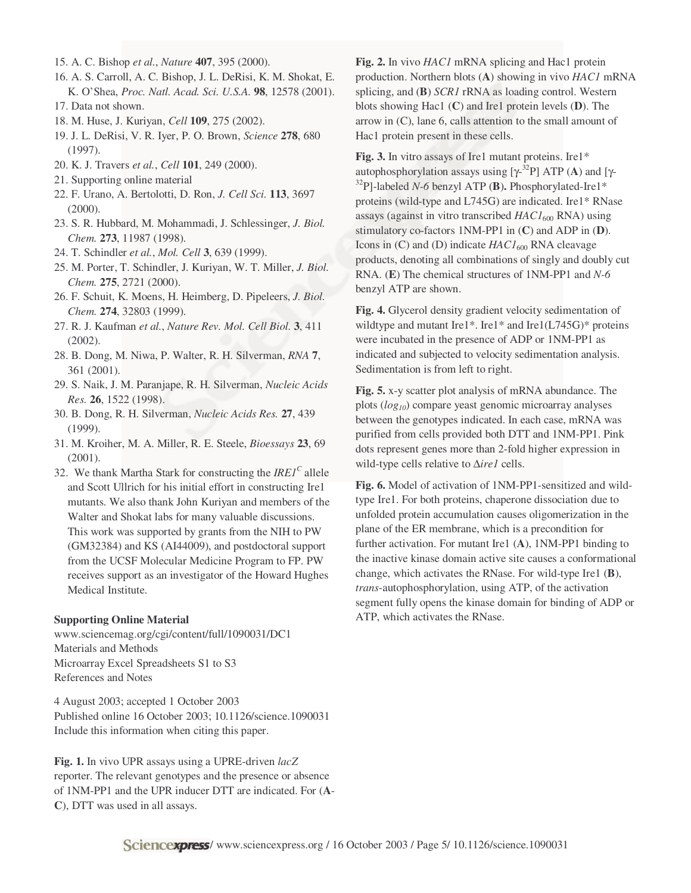15. A. C. Bishop *et al.*, *Nature* **407**, 395 (2000).
16. A. S. Carroll, A. C. Bishop, J. L. DeRisi, K. M. Shokat, E. K. O'Shea, *Proc. Natl. Acad. Sci. U.S.A.* **98**, 12578 (2001).
17. Data not shown.
18. M. Huse, J. Kuriyan, *Cell* **109**, 275 (2002).
19. J. L. DeRisi, V. R. Iyer, P. O. Brown, *Science* **278**, 680 (1997).
20. K. J. Travers *et al.*, *Cell* **101**, 249 (2000).
21. Supporting online material
22. F. Urano, A. Bertolotti, D. Ron, *J. Cell Sci.* **113**, 3697 (2000).
23. S. R. Hubbard, M. Mohammadi, J. Schlessinger, *J. Biol. Chem.* **273**, 11987 (1998).
24. T. Schindler *et al.*, *Mol. Cell* **3**, 639 (1999).
25. M. Porter, T. Schindler, J. Kuriyan, W. T. Miller, *J. Biol. Chem.* **275**, 2721 (2000).
26. F. Schuit, K. Moens, H. Heimberg, D. Pipeleers, *J. Biol. Chem.* **274**, 32803 (1999).
27. R. J. Kaufman *et al.*, *Nature Rev. Mol. Cell Biol.* **3**, 411 (2002).
28. B. Dong, M. Niwa, P. Walter, R. H. Silverman, *RNA* **7**, 361 (2001).
29. S. Naik, J. M. Paranjape, R. H. Silverman, *Nucleic Acids Res.* **26**, 1522 (1998).
30. B. Dong, R. H. Silverman, *Nucleic Acids Res.* **27**, 439 (1999).
31. M. Kroiher, M. A. Miller, R. E. Steele, *Bioessays* **23**, 69 (2001).
32. We thank Martha Stark for constructing the *IRE1*$^{C}$ allele and Scott Ullrich for his initial effort in constructing Ire1 mutants. We also thank John Kuriyan and members of the Walter and Shokat labs for many valuable discussions. This work was supported by grants from the NIH to PW (GM32384) and KS (AI44009), and postdoctoral support from the UCSF Molecular Medicine Program to FP. PW receives support as an investigator of the Howard Hughes Medical Institute.

**Supporting Online Material**

www.sciencemag.org/cgi/content/full/1090031/DC1
Materials and Methods
Microarray Excel Spreadsheets S1 to S3
References and Notes

4 August 2003; accepted 1 October 2003
Published online 16 October 2003; 10.1126/science.1090031
Include this information when citing this paper.

**Fig. 1.** In vivo UPR assays using a UPRE-driven *lacZ* reporter. The relevant genotypes and the presence or absence of 1NM-PP1 and the UPR inducer DTT are indicated. For (**A**-**C**), DTT was used in all assays.

**Fig. 2.** In vivo *HAC1* mRNA splicing and Hac1 protein production. Northern blots (**A**) showing in vivo *HAC1* mRNA splicing, and (**B**) *SCR1* rRNA as loading control. Western blots showing Hac1 (**C**) and Ire1 protein levels (**D**). The arrow in (C), lane 6, calls attention to the small amount of Hac1 protein present in these cells.

**Fig. 3.** In vitro assays of Ire1 mutant proteins. Ire1* autophosphorylation assays using [$\gamma$-$^{32}$P] ATP (**A**) and [$\gamma$-$^{32}$P]-labeled *N-6* benzyl ATP (**B**). Phosphorylated-Ire1* proteins (wild-type and L745G) are indicated. Ire1* RNase assays (against in vitro transcribed *HAC1*$_{600}$ RNA) using stimulatory co-factors 1NM-PP1 in (**C**) and ADP in (**D**). Icons in (C) and (D) indicate *HAC1*$_{600}$ RNA cleavage products, denoting all combinations of singly and doubly cut RNA. (**E**) The chemical structures of 1NM-PP1 and *N-6* benzyl ATP are shown.

**Fig. 4.** Glycerol density gradient velocity sedimentation of wildtype and mutant Ire1*. Ire1* and Ire1(L745G)* proteins were incubated in the presence of ADP or 1NM-PP1 as indicated and subjected to velocity sedimentation analysis. Sedimentation is from left to right.

**Fig. 5.** x-y scatter plot analysis of mRNA abundance. The plots ($log_{10}$) compare yeast genomic microarray analyses between the genotypes indicated. In each case, mRNA was purified from cells provided both DTT and 1NM-PP1. Pink dots represent genes more than 2-fold higher expression in wild-type cells relative to Δ*ire1* cells.

**Fig. 6.** Model of activation of 1NM-PP1-sensitized and wild-type Ire1. For both proteins, chaperone dissociation due to unfolded protein accumulation causes oligomerization in the plane of the ER membrane, which is a precondition for further activation. For mutant Ire1 (**A**), 1NM-PP1 binding to the inactive kinase domain active site causes a conformational change, which activates the RNase. For wild-type Ire1 (**B**), *trans*-autophosphorylation, using ATP, of the activation segment fully opens the kinase domain for binding of ADP or ATP, which activates the RNase.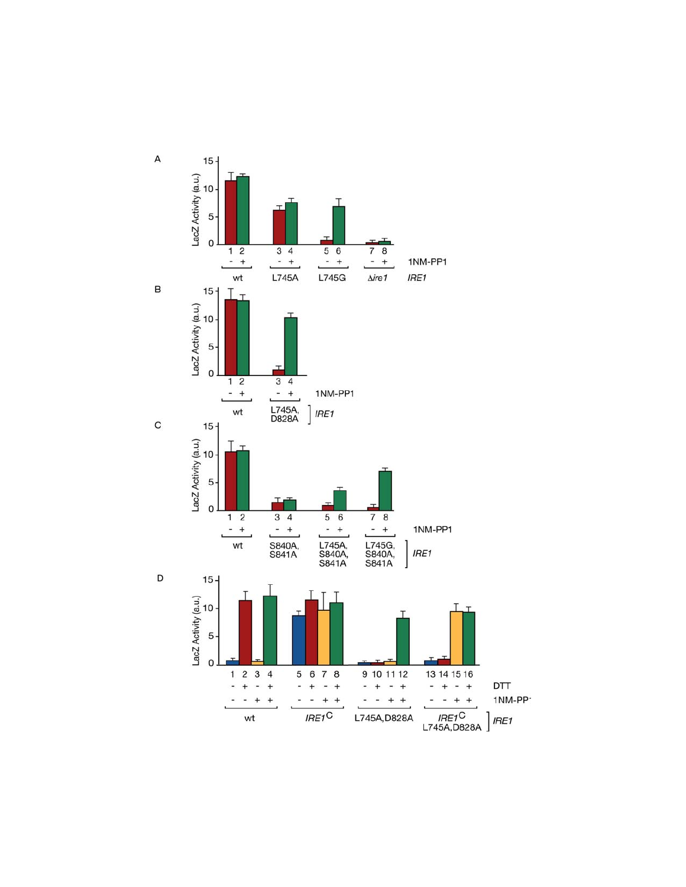A

LacZ Activity (a.u.)

| | wt | | L745A | | L745G | | Δ*ire1* | |
|---|---|---|---|---|---|---|---|---|
| Lane | 1 | 2 | 3 | 4 | 5 | 6 | 7 | 8 |
| 1NM-PP1 | - | + | - | + | - | + | - | + |

*IRE1*

B

LacZ Activity (a.u.)

| | wt | | L745A, D828A | |
|---|---|---|---|---|
| Lane | 1 | 2 | 3 | 4 |
| 1NM-PP1 | - | + | - | + |

*IRE1*

C

LacZ Activity (a.u.)

| | wt | | S840A, S841A | | L745A, S840A, S841A | | L745G, S840A, S841A | |
|---|---|---|---|---|---|---|---|---|
| Lane | 1 | 2 | 3 | 4 | 5 | 6 | 7 | 8 |
| 1NM-PP1 | - | + | - | + | - | + | - | + |

*IRE1*

D

LacZ Activity (a.u.)

| | wt | | | | *IRE1*[C] | | | | L745A,D828A | | | | *IRE1*[C] L745A,D828A | | | |
|---|---|---|---|---|---|---|---|---|---|---|---|---|---|---|---|---|
| Lane | 1 | 2 | 3 | 4 | 5 | 6 | 7 | 8 | 9 | 10 | 11 | 12 | 13 | 14 | 15 | 16 |
| DTT | - | + | - | + | - | + | - | + | - | + | - | + | - | + | - | + |
| 1NM-PP1 | - | - | + | + | - | - | + | + | - | - | + | + | - | - | + | + |

*IRE1*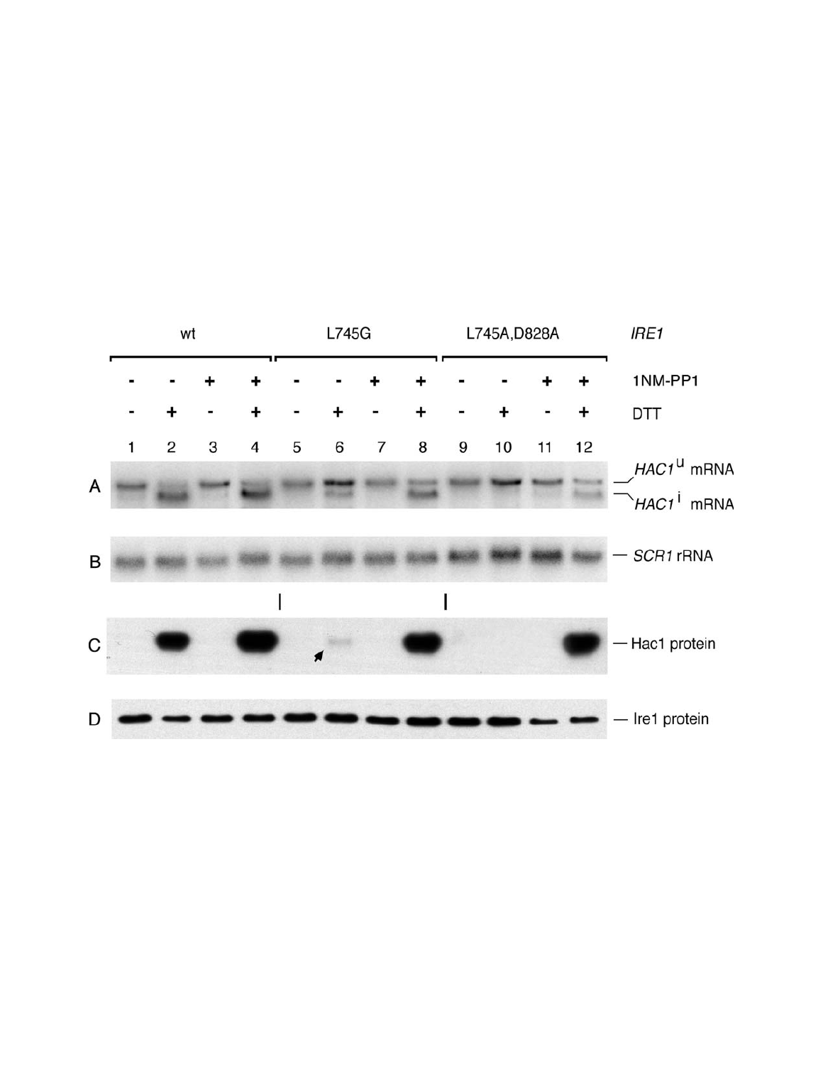wt L745G L745A,D828A *IRE1*

| | 1 | 2 | 3 | 4 | 5 | 6 | 7 | 8 | 9 | 10 | 11 | 12 |
|---|---|---|---|---|---|---|---|---|---|---|---|---|
| 1NM-PP1 | - | - | + | + | - | - | + | + | - | - | + | + |
| DTT | - | + | - | + | - | + | - | + | - | + | - | + |

A — *HAC1*$^{u}$ mRNA, *HAC1*$^{i}$ mRNA

B — *SCR1* rRNA

C — Hac1 protein

D — Ire1 protein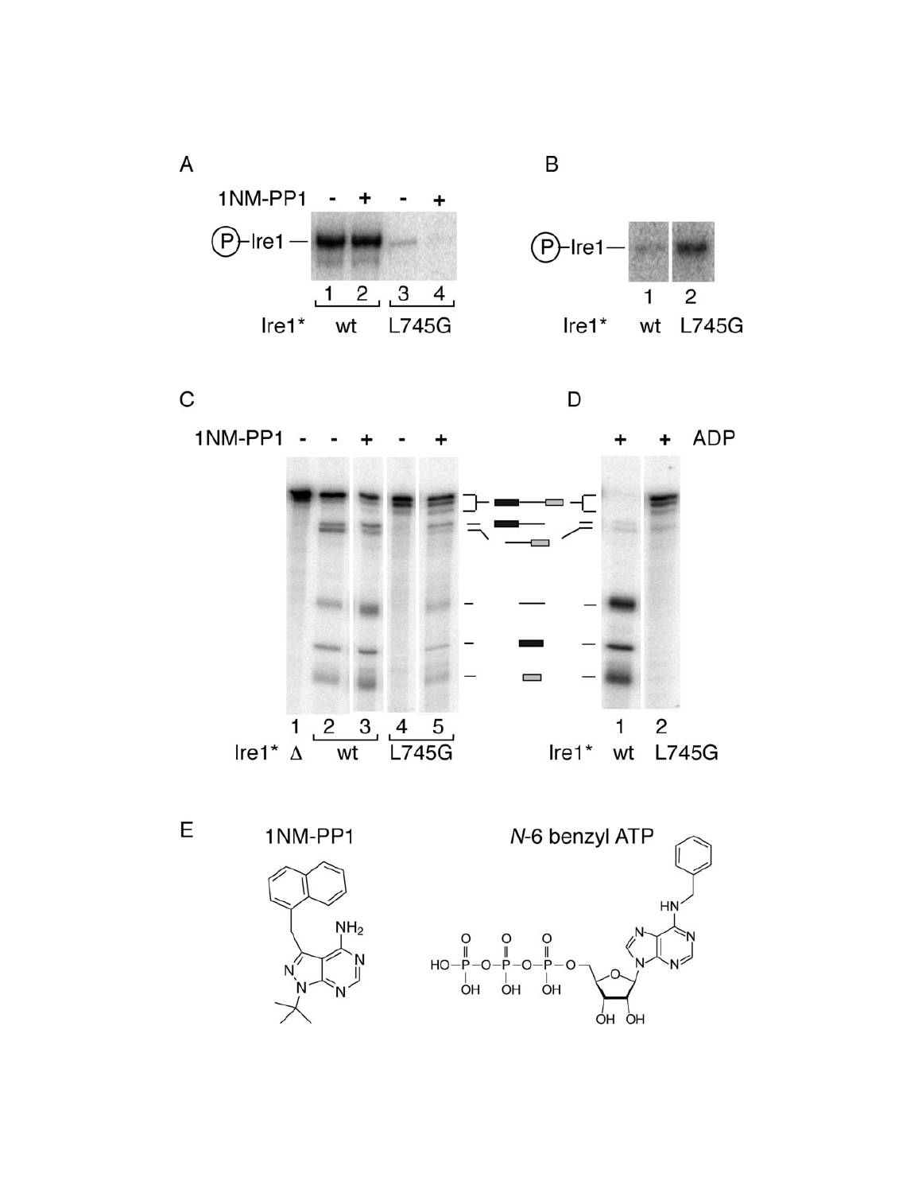A

1NM-PP1 - + - +

(P)-Ire1 —

1 2 3 4

Ire1* wt L745G

B

(P)-Ire1 —

1 2

Ire1* wt L745G

C

1NM-PP1 - - + - +

1 2 3 4 5

Ire1* Δ wt L745G

D

+ + ADP

1 2

Ire1* wt L745G

E

1NM-PP1

*N*-6 benzyl ATP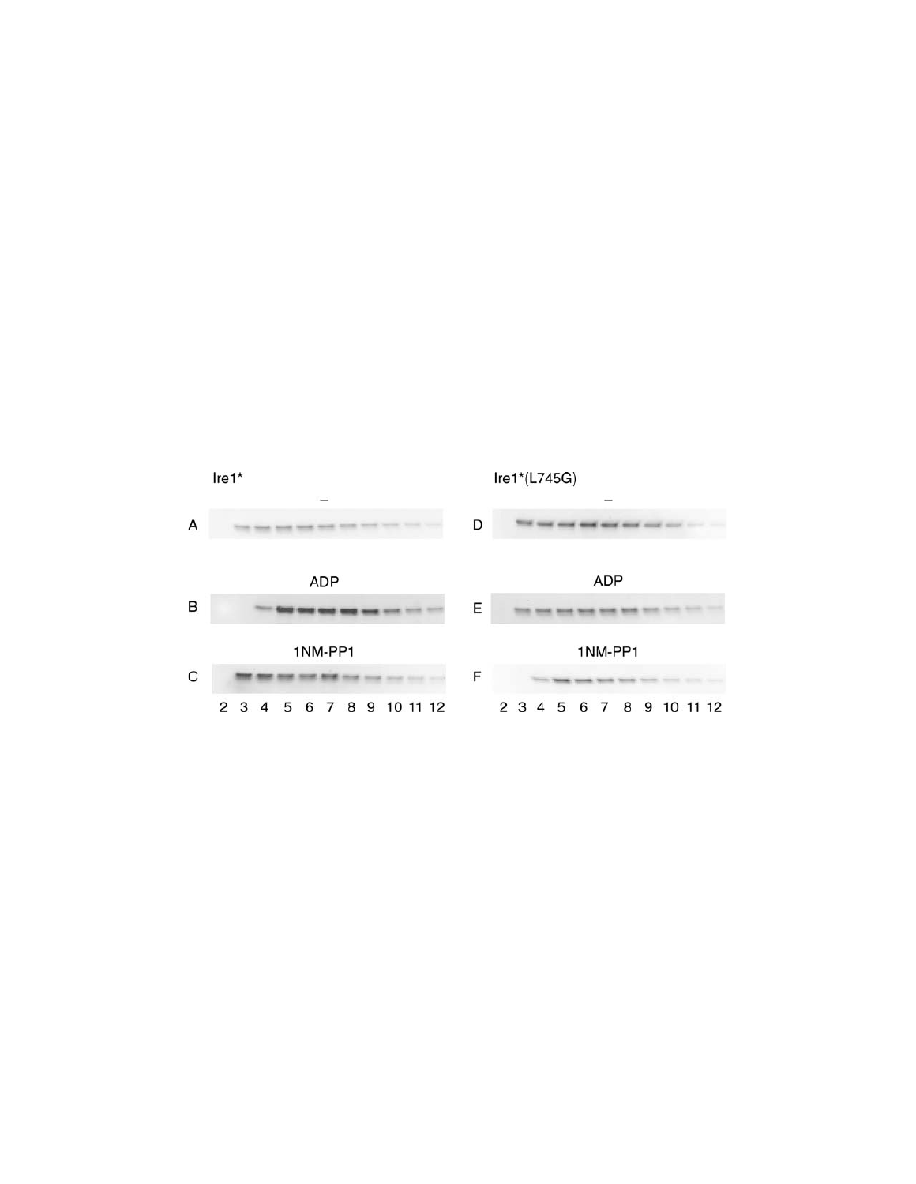Ire1*

–

A

ADP

B

1NM-PP1

C

2 3 4 5 6 7 8 9 10 11 12

Ire1*(L745G)

–

D

ADP

E

1NM-PP1

F

2 3 4 5 6 7 8 9 10 11 12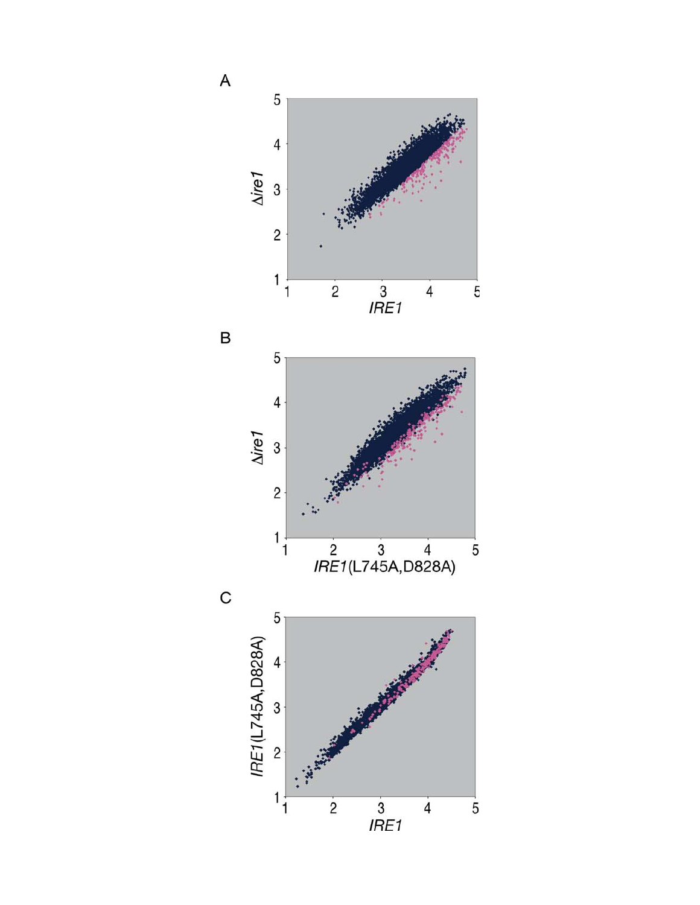A

*Δire1* vs. *IRE1*

B

*Δire1* vs. *IRE1*(L745A,D828A)

C

*IRE1*(L745A,D828A) vs. *IRE1*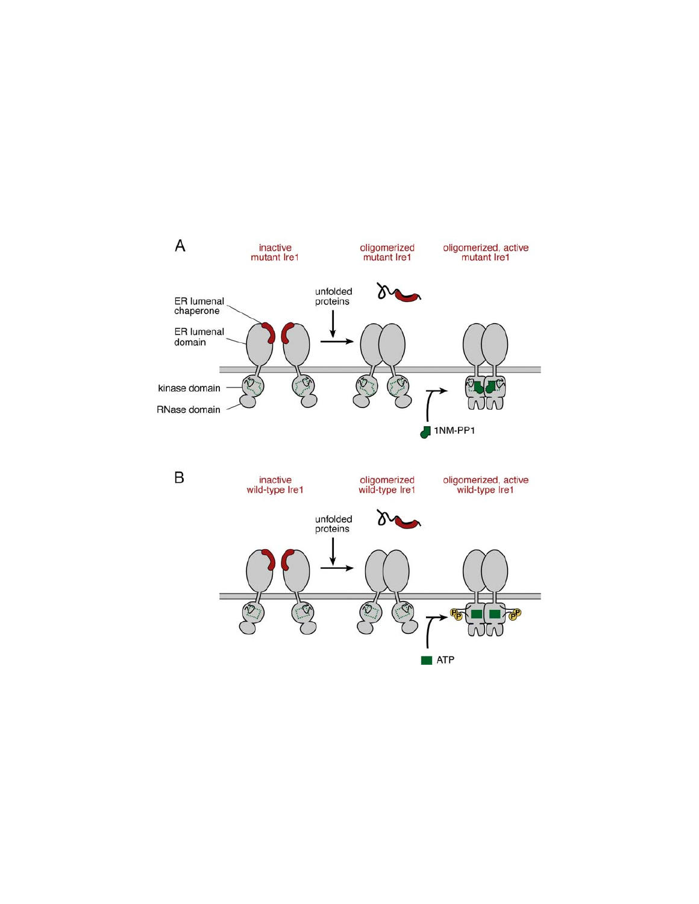A

inactive mutant Ire1

oligomerized mutant Ire1

oligomerized, active mutant Ire1

ER lumenal chaperone

ER lumenal domain

kinase domain

RNase domain

unfolded proteins

1NM-PP1

B

inactive wild-type Ire1

oligomerized wild-type Ire1

oligomerized, active wild-type Ire1

unfolded proteins

ATP